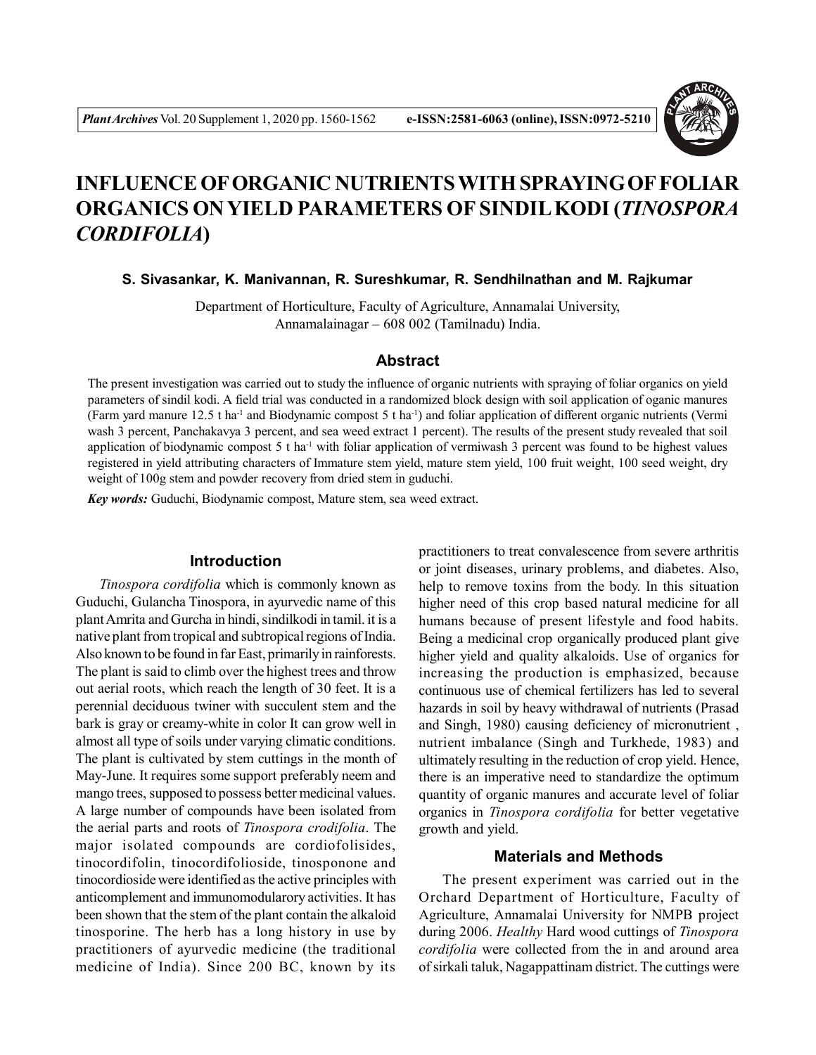# INFLUENCE OF ORGANIC NUTRIENTS WITH SPRAYING OF FOLIAR ORGANICS ON YIELD PARAMETERS OF SINDIL KODI (*TINOSPORA CORDIFOLIA*)

**S. Sivasankar, K. Manivannan, R. Sureshkumar, R. Sendhilnathan and M. Rajkumar**

Department of Horticulture, Faculty of Agriculture, Annamalai University, Annamalainagar – 608 002 (Tamilnadu) India.

## Abstract

The present investigation was carried out to study the influence of organic nutrients with spraying of foliar organics on yield parameters of sindil kodi. A field trial was conducted in a randomized block design with soil application of oganic manures (Farm yard manure 12.5 t $ha^{-1}$ and Biodynamic compost 5 t $ha^{-1}$) and foliar application of different organic nutrients (Vermi wash 3 percent, Panchakavya 3 percent, and sea weed extract 1 percent). The results of the present study revealed that soil application of biodynamic compost 5 t $ha^{-1}$ with foliar application of vermiwash 3 percent was found to be highest values registered in yield attributing characters of Immature stem yield, mature stem yield, 100 fruit weight, 100 seed weight, dry weight of 100g stem and powder recovery from dried stem in guduchi.

***Key words:*** Guduchi, Biodynamic compost, Mature stem, sea weed extract.

## Introduction

*Tinospora cordifolia* which is commonly known as Guduchi, Gulancha Tinospora, in ayurvedic name of this plant Amrita and Gurcha in hindi, sindilkodi in tamil. it is a native plant from tropical and subtropical regions of India. Also known to be found in far East, primarily in rainforests. The plant is said to climb over the highest trees and throw out aerial roots, which reach the length of 30 feet. It is a perennial deciduous twiner with succulent stem and the bark is gray or creamy-white in color It can grow well in almost all type of soils under varying climatic conditions. The plant is cultivated by stem cuttings in the month of May-June. It requires some support preferably neem and mango trees, supposed to possess better medicinal values. A large number of compounds have been isolated from the aerial parts and roots of *Tinospora crodifolia*. The major isolated compounds are cordiofolisides, tinocordifolin, tinocordifolioside, tinosponone and tinocordioside were identified as the active principles with anticomplement and immunomodularory activities. It has been shown that the stem of the plant contain the alkaloid tinosporine. The herb has a long history in use by practitioners of ayurvedic medicine (the traditional medicine of India). Since 200 BC, known by its practitioners to treat convalescence from severe arthritis or joint diseases, urinary problems, and diabetes. Also, help to remove toxins from the body. In this situation higher need of this crop based natural medicine for all humans because of present lifestyle and food habits. Being a medicinal crop organically produced plant give higher yield and quality alkaloids. Use of organics for increasing the production is emphasized, because continuous use of chemical fertilizers has led to several hazards in soil by heavy withdrawal of nutrients (Prasad and Singh, 1980) causing deficiency of micronutrient , nutrient imbalance (Singh and Turkhede, 1983) and ultimately resulting in the reduction of crop yield. Hence, there is an imperative need to standardize the optimum quantity of organic manures and accurate level of foliar organics in *Tinospora cordifolia* for better vegetative growth and yield.

## Materials and Methods

The present experiment was carried out in the Orchard Department of Horticulture, Faculty of Agriculture, Annamalai University for NMPB project during 2006. *Healthy* Hard wood cuttings of *Tinospora cordifolia* were collected from the in and around area of sirkali taluk, Nagappattinam district. The cuttings were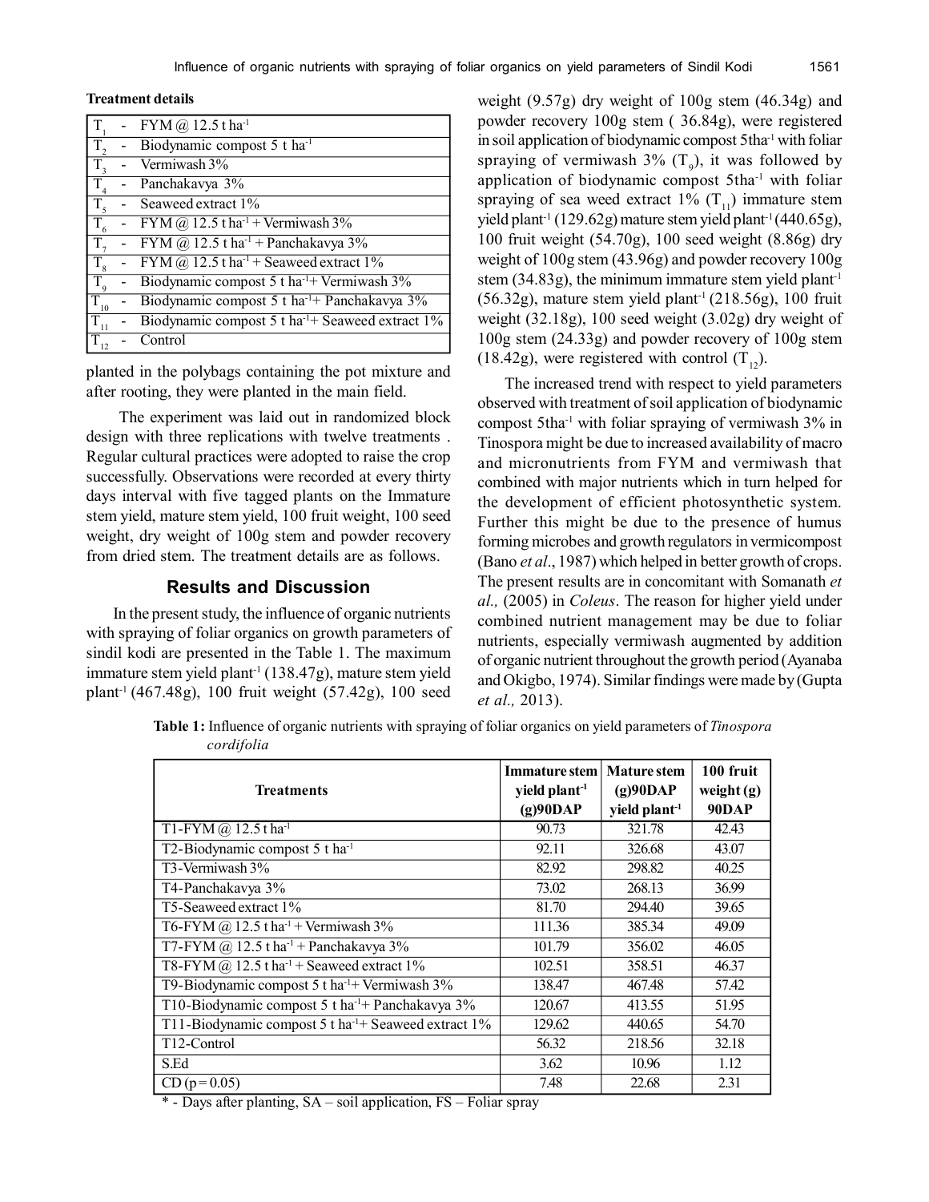**Treatment details**

| | | |
|---|---|---|
| $T_1$ | - | FYM @ 12.5 t ha$^{-1}$ |
| $T_2$ | - | Biodynamic compost 5 t ha$^{-1}$ |
| $T_3$ | - | Vermiwash 3% |
| $T_4$ | - | Panchakavya 3% |
| $T_5$ | - | Seaweed extract 1% |
| $T_6$ | - | FYM @ 12.5 t ha$^{-1}$ + Vermiwash 3% |
| $T_7$ | - | FYM @ 12.5 t ha$^{-1}$ + Panchakavya 3% |
| $T_8$ | - | FYM @ 12.5 t ha$^{-1}$ + Seaweed extract 1% |
| $T_9$ | - | Biodynamic compost 5 t ha$^{-1}$+ Vermiwash 3% |
| $T_{10}$ | - | Biodynamic compost 5 t ha$^{-1}$+ Panchakavya 3% |
| $T_{11}$ | - | Biodynamic compost 5 t ha$^{-1}$+ Seaweed extract 1% |
| $T_{12}$ | - | Control |

planted in the polybags containing the pot mixture and after rooting, they were planted in the main field.

The experiment was laid out in randomized block design with three replications with twelve treatments . Regular cultural practices were adopted to raise the crop successfully. Observations were recorded at every thirty days interval with five tagged plants on the Immature stem yield, mature stem yield, 100 fruit weight, 100 seed weight, dry weight of 100g stem and powder recovery from dried stem. The treatment details are as follows.

## Results and Discussion

In the present study, the influence of organic nutrients with spraying of foliar organics on growth parameters of sindil kodi are presented in the Table 1. The maximum immature stem yield plant$^{-1}$ (138.47g), mature stem yield plant$^{-1}$ (467.48g), 100 fruit weight (57.42g), 100 seed weight (9.57g) dry weight of 100g stem (46.34g) and powder recovery 100g stem ( 36.84g), were registered in soil application of biodynamic compost 5tha$^{-1}$ with foliar spraying of vermiwash 3% ($T_9$), it was followed by application of biodynamic compost 5tha$^{-1}$ with foliar spraying of sea weed extract 1% ($T_{11}$) immature stem yield plant$^{-1}$ (129.62g) mature stem yield plant$^{-1}$ (440.65g), 100 fruit weight (54.70g), 100 seed weight (8.86g) dry weight of 100g stem (43.96g) and powder recovery 100g stem (34.83g), the minimum immature stem yield plant$^{-1}$ (56.32g), mature stem yield plant$^{-1}$ (218.56g), 100 fruit weight (32.18g), 100 seed weight (3.02g) dry weight of 100g stem (24.33g) and powder recovery of 100g stem (18.42g), were registered with control ($T_{12}$).

The increased trend with respect to yield parameters observed with treatment of soil application of biodynamic compost 5tha$^{-1}$ with foliar spraying of vermiwash 3% in Tinospora might be due to increased availability of macro and micronutrients from FYM and vermiwash that combined with major nutrients which in turn helped for the development of efficient photosynthetic system. Further this might be due to the presence of humus forming microbes and growth regulators in vermicompost (Bano *et al*., 1987) which helped in better growth of crops. The present results are in concomitant with Somanath *et al.,* (2005) in *Coleus*. The reason for higher yield under combined nutrient management may be due to foliar nutrients, especially vermiwash augmented by addition of organic nutrient throughout the growth period (Ayanaba and Okigbo, 1974). Similar findings were made by (Gupta *et al.,* 2013).

**Table 1:** Influence of organic nutrients with spraying of foliar organics on yield parameters of *Tinospora cordifolia*

| Treatments | Immature stem yield plant$^{-1}$ (g)90DAP | Mature stem (g)90DAP yield plant$^{-1}$ | 100 fruit weight (g) 90DAP |
|---|---|---|---|
| T1-FYM @ 12.5 t ha$^{-1}$ | 90.73 | 321.78 | 42.43 |
| T2-Biodynamic compost 5 t ha$^{-1}$ | 92.11 | 326.68 | 43.07 |
| T3-Vermiwash 3% | 82.92 | 298.82 | 40.25 |
| T4-Panchakavya 3% | 73.02 | 268.13 | 36.99 |
| T5-Seaweed extract 1% | 81.70 | 294.40 | 39.65 |
| T6-FYM @ 12.5 t ha$^{-1}$ + Vermiwash 3% | 111.36 | 385.34 | 49.09 |
| T7-FYM @ 12.5 t ha$^{-1}$ + Panchakavya 3% | 101.79 | 356.02 | 46.05 |
| T8-FYM @ 12.5 t ha$^{-1}$ + Seaweed extract 1% | 102.51 | 358.51 | 46.37 |
| T9-Biodynamic compost 5 t ha$^{-1}$+ Vermiwash 3% | 138.47 | 467.48 | 57.42 |
| T10-Biodynamic compost 5 t ha$^{-1}$+ Panchakavya 3% | 120.67 | 413.55 | 51.95 |
| T11-Biodynamic compost 5 t ha$^{-1}$+ Seaweed extract 1% | 129.62 | 440.65 | 54.70 |
| T12-Control | 56.32 | 218.56 | 32.18 |
| S.Ed | 3.62 | 10.96 | 1.12 |
| CD (p = 0.05) | 7.48 | 22.68 | 2.31 |

\* - Days after planting, SA – soil application, FS – Foliar spray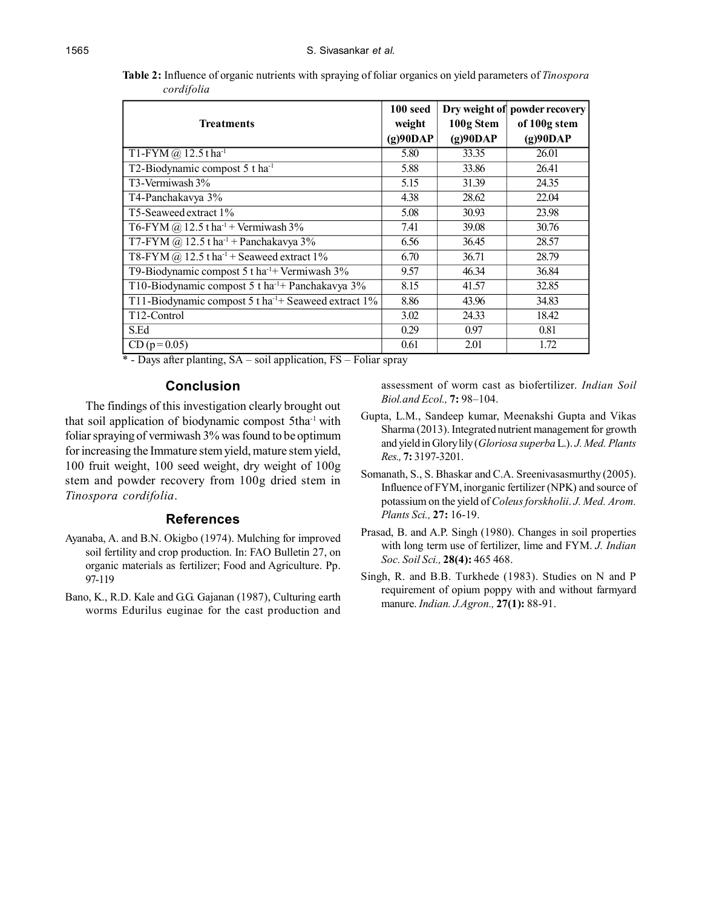**Table 2:** Influence of organic nutrients with spraying of foliar organics on yield parameters of *Tinospora cordifolia*

| Treatments | 100 seed weight (g)90DAP | Dry weight of 100g Stem (g)90DAP | powder recovery of 100g stem (g)90DAP |
|---|---|---|---|
| T1-FYM @ 12.5 t ha$^{-1}$ | 5.80 | 33.35 | 26.01 |
| T2-Biodynamic compost 5 t ha$^{-1}$ | 5.88 | 33.86 | 26.41 |
| T3-Vermiwash 3% | 5.15 | 31.39 | 24.35 |
| T4-Panchakavya 3% | 4.38 | 28.62 | 22.04 |
| T5-Seaweed extract 1% | 5.08 | 30.93 | 23.98 |
| T6-FYM @ 12.5 t ha$^{-1}$ + Vermiwash 3% | 7.41 | 39.08 | 30.76 |
| T7-FYM @ 12.5 t ha$^{-1}$ + Panchakavya 3% | 6.56 | 36.45 | 28.57 |
| T8-FYM @ 12.5 t ha$^{-1}$ + Seaweed extract 1% | 6.70 | 36.71 | 28.79 |
| T9-Biodynamic compost 5 t ha$^{-1}$+ Vermiwash 3% | 9.57 | 46.34 | 36.84 |
| T10-Biodynamic compost 5 t ha$^{-1}$+ Panchakavya 3% | 8.15 | 41.57 | 32.85 |
| T11-Biodynamic compost 5 t ha$^{-1}$+ Seaweed extract 1% | 8.86 | 43.96 | 34.83 |
| T12-Control | 3.02 | 24.33 | 18.42 |
| S.Ed | 0.29 | 0.97 | 0.81 |
| CD (p = 0.05) | 0.61 | 2.01 | 1.72 |

\* - Days after planting, SA – soil application, FS – Foliar spray

## Conclusion

The findings of this investigation clearly brought out that soil application of biodynamic compost 5tha$^{-1}$ with foliar spraying of vermiwash 3% was found to be optimum for increasing the Immature stem yield, mature stem yield, 100 fruit weight, 100 seed weight, dry weight of 100g stem and powder recovery from 100g dried stem in *Tinospora cordifolia*.

## References

Ayanaba, A. and B.N. Okigbo (1974). Mulching for improved soil fertility and crop production. In: FAO Bulletin 27, on organic materials as fertilizer; Food and Agriculture. Pp. 97-119

Bano, K., R.D. Kale and G.G. Gajanan (1987), Culturing earth worms Edurilus euginae for the cast production and assessment of worm cast as biofertilizer. *Indian Soil Biol.and Ecol.,* **7:** 98–104.

Gupta, L.M., Sandeep kumar, Meenakshi Gupta and Vikas Sharma (2013). Integrated nutrient management for growth and yield in Glory lily (*Gloriosa superba* L.). *J. Med. Plants Res.,* **7:** 3197-3201.

Somanath, S., S. Bhaskar and C.A. Sreenivasasmurthy (2005). Influence of FYM, inorganic fertilizer (NPK) and source of potassium on the yield of *Coleus forskholii*. *J. Med. Arom. Plants Sci.,* **27:** 16-19.

Prasad, B. and A.P. Singh (1980). Changes in soil properties with long term use of fertilizer, lime and FYM. *J. Indian Soc. Soil Sci.,* **28(4):** 465 468.

Singh, R. and B.B. Turkhede (1983). Studies on N and P requirement of opium poppy with and without farmyard manure. *Indian. J.Agron.,* **27(1):** 88-91.